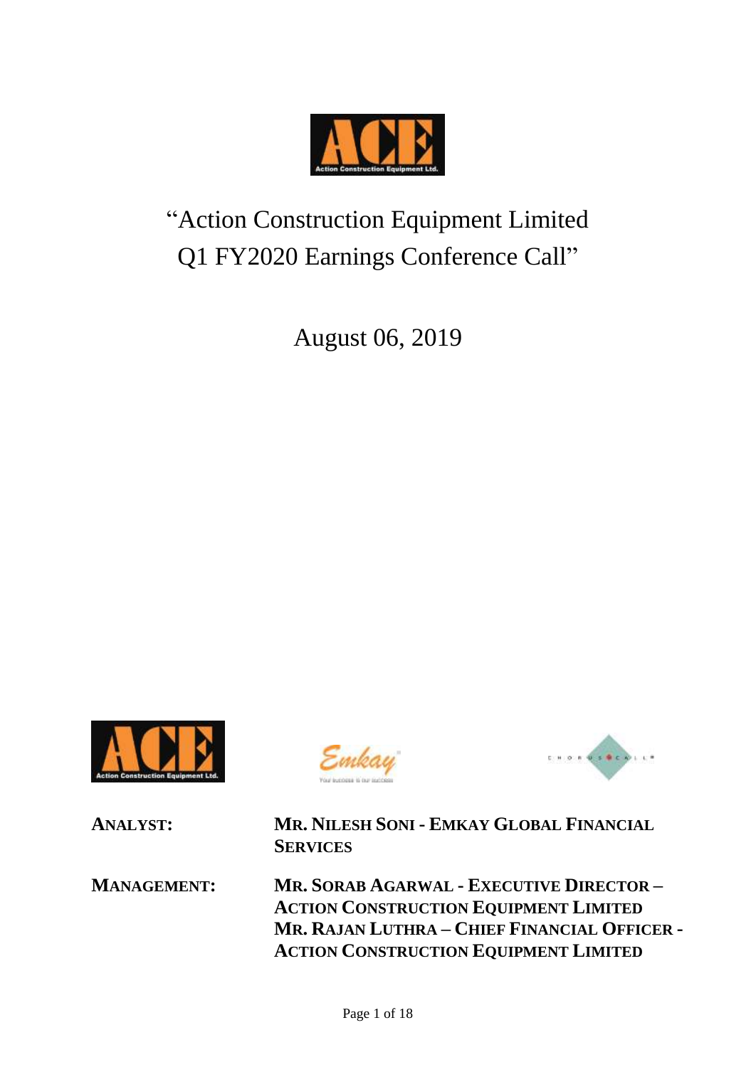# "Action Construction Equipment Limited Q1 FY2020 Earnings Conference Call"

August 06, 2019

**ANALYST:** **MR. NILESH SONI - EMKAY GLOBAL FINANCIAL SERVICES**

**MANAGEMENT:** **MR. SORAB AGARWAL - EXECUTIVE DIRECTOR – ACTION CONSTRUCTION EQUIPMENT LIMITED**
**MR. RAJAN LUTHRA – CHIEF FINANCIAL OFFICER - ACTION CONSTRUCTION EQUIPMENT LIMITED**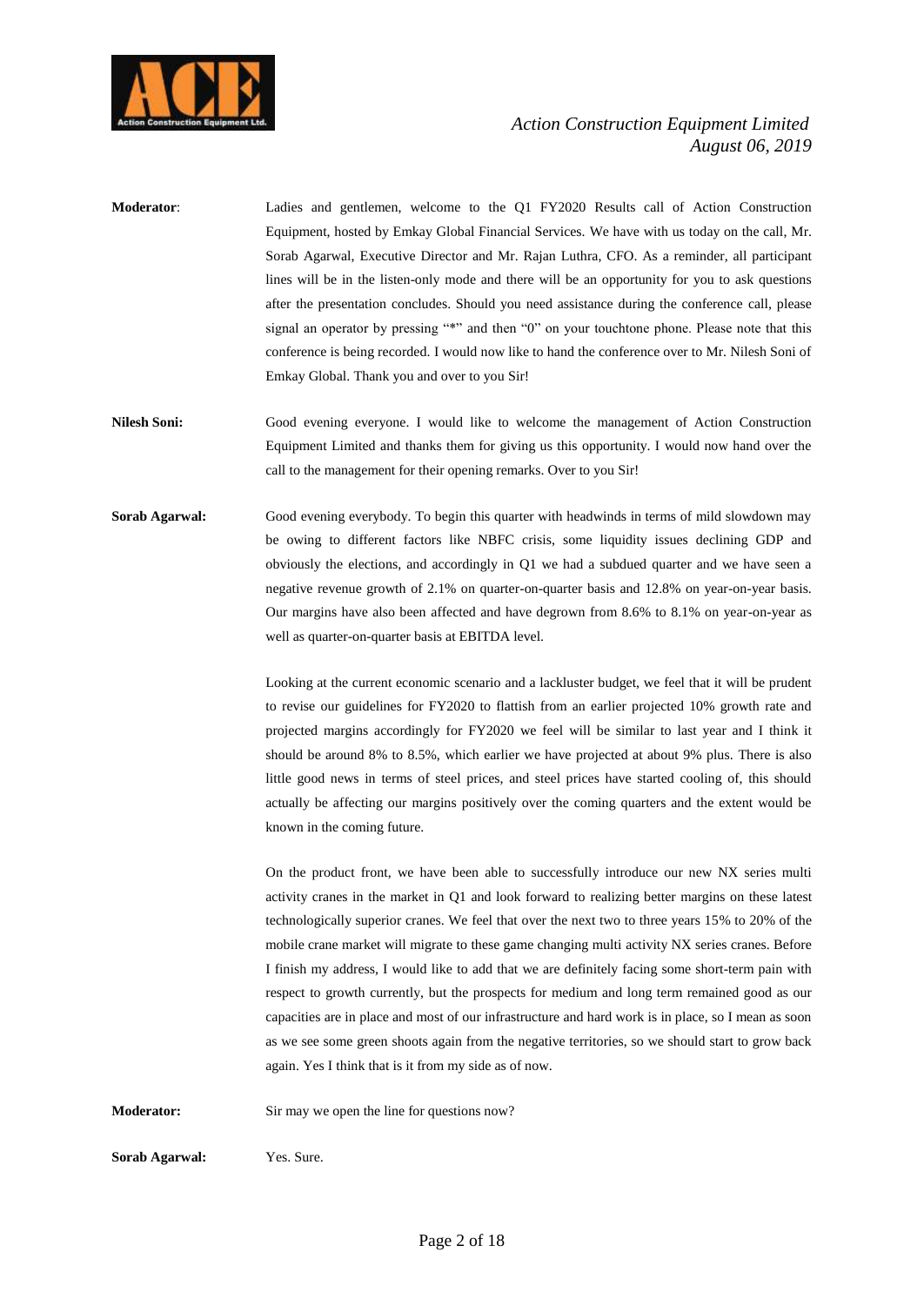**Moderator**: Ladies and gentlemen, welcome to the Q1 FY2020 Results call of Action Construction Equipment, hosted by Emkay Global Financial Services. We have with us today on the call, Mr. Sorab Agarwal, Executive Director and Mr. Rajan Luthra, CFO. As a reminder, all participant lines will be in the listen-only mode and there will be an opportunity for you to ask questions after the presentation concludes. Should you need assistance during the conference call, please signal an operator by pressing "*" and then "0" on your touchtone phone. Please note that this conference is being recorded. I would now like to hand the conference over to Mr. Nilesh Soni of Emkay Global. Thank you and over to you Sir!

**Nilesh Soni:** Good evening everyone. I would like to welcome the management of Action Construction Equipment Limited and thanks them for giving us this opportunity. I would now hand over the call to the management for their opening remarks. Over to you Sir!

**Sorab Agarwal:** Good evening everybody. To begin this quarter with headwinds in terms of mild slowdown may be owing to different factors like NBFC crisis, some liquidity issues declining GDP and obviously the elections, and accordingly in Q1 we had a subdued quarter and we have seen a negative revenue growth of 2.1% on quarter-on-quarter basis and 12.8% on year-on-year basis. Our margins have also been affected and have degrown from 8.6% to 8.1% on year-on-year as well as quarter-on-quarter basis at EBITDA level.

Looking at the current economic scenario and a lackluster budget, we feel that it will be prudent to revise our guidelines for FY2020 to flattish from an earlier projected 10% growth rate and projected margins accordingly for FY2020 we feel will be similar to last year and I think it should be around 8% to 8.5%, which earlier we have projected at about 9% plus. There is also little good news in terms of steel prices, and steel prices have started cooling of, this should actually be affecting our margins positively over the coming quarters and the extent would be known in the coming future.

On the product front, we have been able to successfully introduce our new NX series multi activity cranes in the market in Q1 and look forward to realizing better margins on these latest technologically superior cranes. We feel that over the next two to three years 15% to 20% of the mobile crane market will migrate to these game changing multi activity NX series cranes. Before I finish my address, I would like to add that we are definitely facing some short-term pain with respect to growth currently, but the prospects for medium and long term remained good as our capacities are in place and most of our infrastructure and hard work is in place, so I mean as soon as we see some green shoots again from the negative territories, so we should start to grow back again. Yes I think that is it from my side as of now.

**Moderator:** Sir may we open the line for questions now?

**Sorab Agarwal:** Yes. Sure.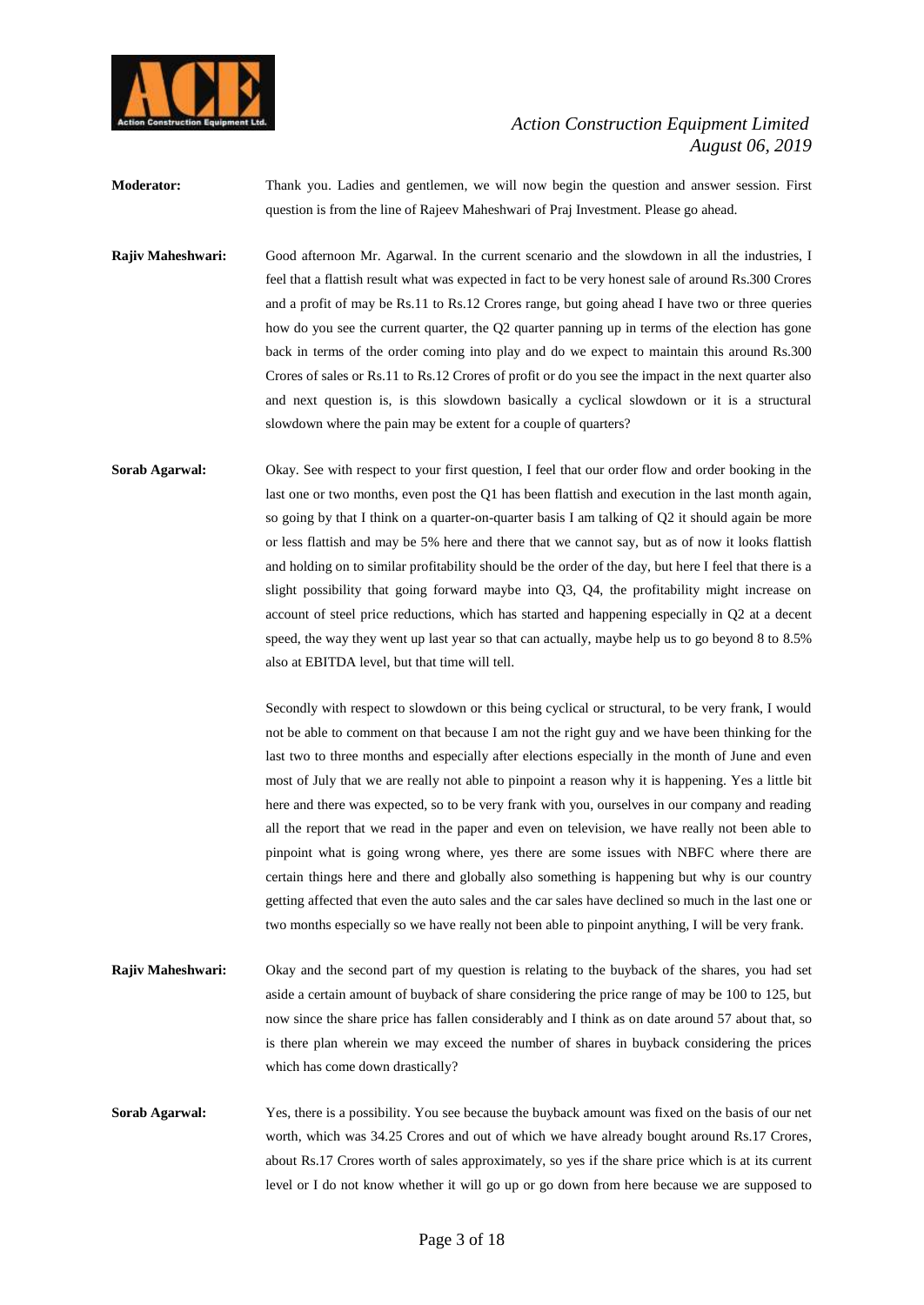**Moderator:** Thank you. Ladies and gentlemen, we will now begin the question and answer session. First question is from the line of Rajeev Maheshwari of Praj Investment. Please go ahead.

**Rajiv Maheshwari:** Good afternoon Mr. Agarwal. In the current scenario and the slowdown in all the industries, I feel that a flattish result what was expected in fact to be very honest sale of around Rs.300 Crores and a profit of may be Rs.11 to Rs.12 Crores range, but going ahead I have two or three queries how do you see the current quarter, the Q2 quarter panning up in terms of the election has gone back in terms of the order coming into play and do we expect to maintain this around Rs.300 Crores of sales or Rs.11 to Rs.12 Crores of profit or do you see the impact in the next quarter also and next question is, is this slowdown basically a cyclical slowdown or it is a structural slowdown where the pain may be extent for a couple of quarters?

**Sorab Agarwal:** Okay. See with respect to your first question, I feel that our order flow and order booking in the last one or two months, even post the Q1 has been flattish and execution in the last month again, so going by that I think on a quarter-on-quarter basis I am talking of Q2 it should again be more or less flattish and may be 5% here and there that we cannot say, but as of now it looks flattish and holding on to similar profitability should be the order of the day, but here I feel that there is a slight possibility that going forward maybe into Q3, Q4, the profitability might increase on account of steel price reductions, which has started and happening especially in Q2 at a decent speed, the way they went up last year so that can actually, maybe help us to go beyond 8 to 8.5% also at EBITDA level, but that time will tell.

Secondly with respect to slowdown or this being cyclical or structural, to be very frank, I would not be able to comment on that because I am not the right guy and we have been thinking for the last two to three months and especially after elections especially in the month of June and even most of July that we are really not able to pinpoint a reason why it is happening. Yes a little bit here and there was expected, so to be very frank with you, ourselves in our company and reading all the report that we read in the paper and even on television, we have really not been able to pinpoint what is going wrong where, yes there are some issues with NBFC where there are certain things here and there and globally also something is happening but why is our country getting affected that even the auto sales and the car sales have declined so much in the last one or two months especially so we have really not been able to pinpoint anything, I will be very frank.

**Rajiv Maheshwari:** Okay and the second part of my question is relating to the buyback of the shares, you had set aside a certain amount of buyback of share considering the price range of may be 100 to 125, but now since the share price has fallen considerably and I think as on date around 57 about that, so is there plan wherein we may exceed the number of shares in buyback considering the prices which has come down drastically?

**Sorab Agarwal:** Yes, there is a possibility. You see because the buyback amount was fixed on the basis of our net worth, which was 34.25 Crores and out of which we have already bought around Rs.17 Crores, about Rs.17 Crores worth of sales approximately, so yes if the share price which is at its current level or I do not know whether it will go up or go down from here because we are supposed to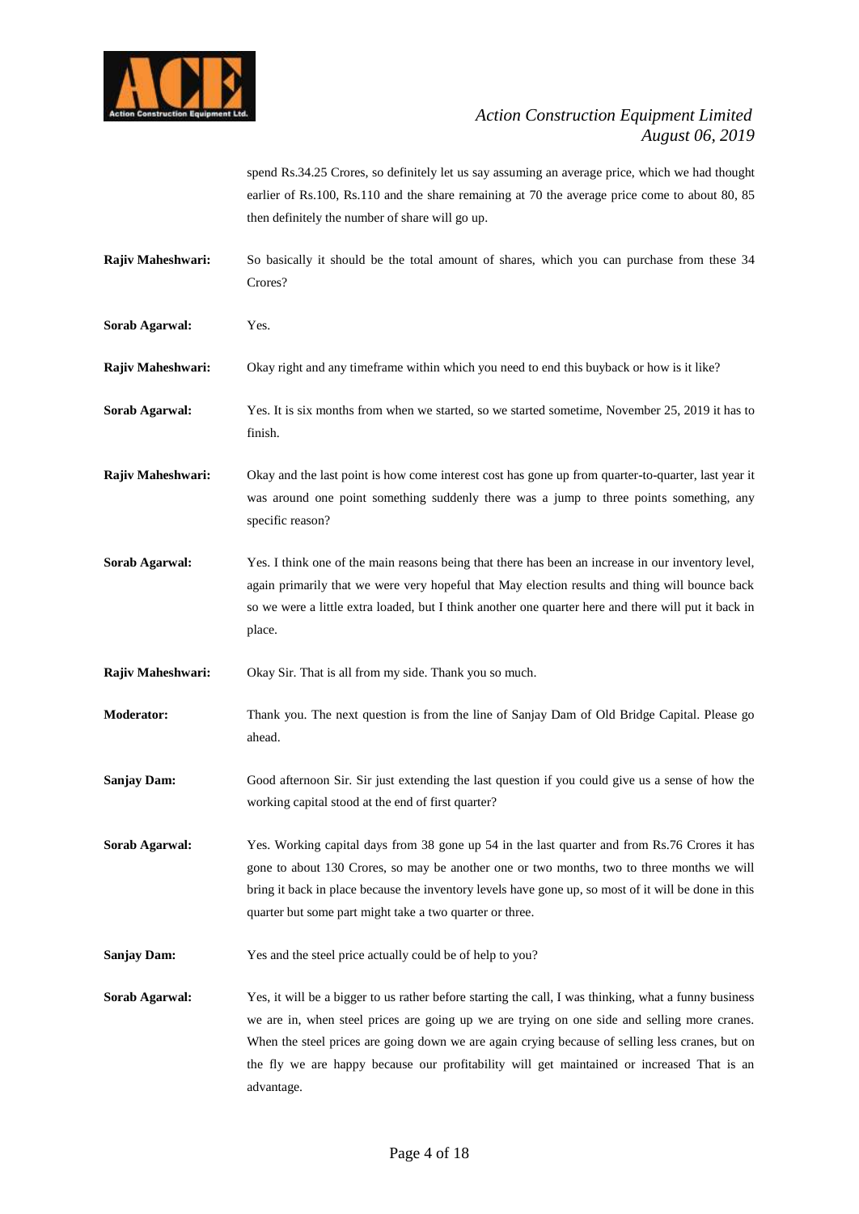spend Rs.34.25 Crores, so definitely let us say assuming an average price, which we had thought earlier of Rs.100, Rs.110 and the share remaining at 70 the average price come to about 80, 85 then definitely the number of share will go up.

**Rajiv Maheshwari:** So basically it should be the total amount of shares, which you can purchase from these 34 Crores?

**Sorab Agarwal:** Yes.

**Rajiv Maheshwari:** Okay right and any timeframe within which you need to end this buyback or how is it like?

**Sorab Agarwal:** Yes. It is six months from when we started, so we started sometime, November 25, 2019 it has to finish.

**Rajiv Maheshwari:** Okay and the last point is how come interest cost has gone up from quarter-to-quarter, last year it was around one point something suddenly there was a jump to three points something, any specific reason?

**Sorab Agarwal:** Yes. I think one of the main reasons being that there has been an increase in our inventory level, again primarily that we were very hopeful that May election results and thing will bounce back so we were a little extra loaded, but I think another one quarter here and there will put it back in place.

**Rajiv Maheshwari:** Okay Sir. That is all from my side. Thank you so much.

**Moderator:** Thank you. The next question is from the line of Sanjay Dam of Old Bridge Capital. Please go ahead.

**Sanjay Dam:** Good afternoon Sir. Sir just extending the last question if you could give us a sense of how the working capital stood at the end of first quarter?

**Sorab Agarwal:** Yes. Working capital days from 38 gone up 54 in the last quarter and from Rs.76 Crores it has gone to about 130 Crores, so may be another one or two months, two to three months we will bring it back in place because the inventory levels have gone up, so most of it will be done in this quarter but some part might take a two quarter or three.

**Sanjay Dam:** Yes and the steel price actually could be of help to you?

**Sorab Agarwal:** Yes, it will be a bigger to us rather before starting the call, I was thinking, what a funny business we are in, when steel prices are going up we are trying on one side and selling more cranes. When the steel prices are going down we are again crying because of selling less cranes, but on the fly we are happy because our profitability will get maintained or increased That is an advantage.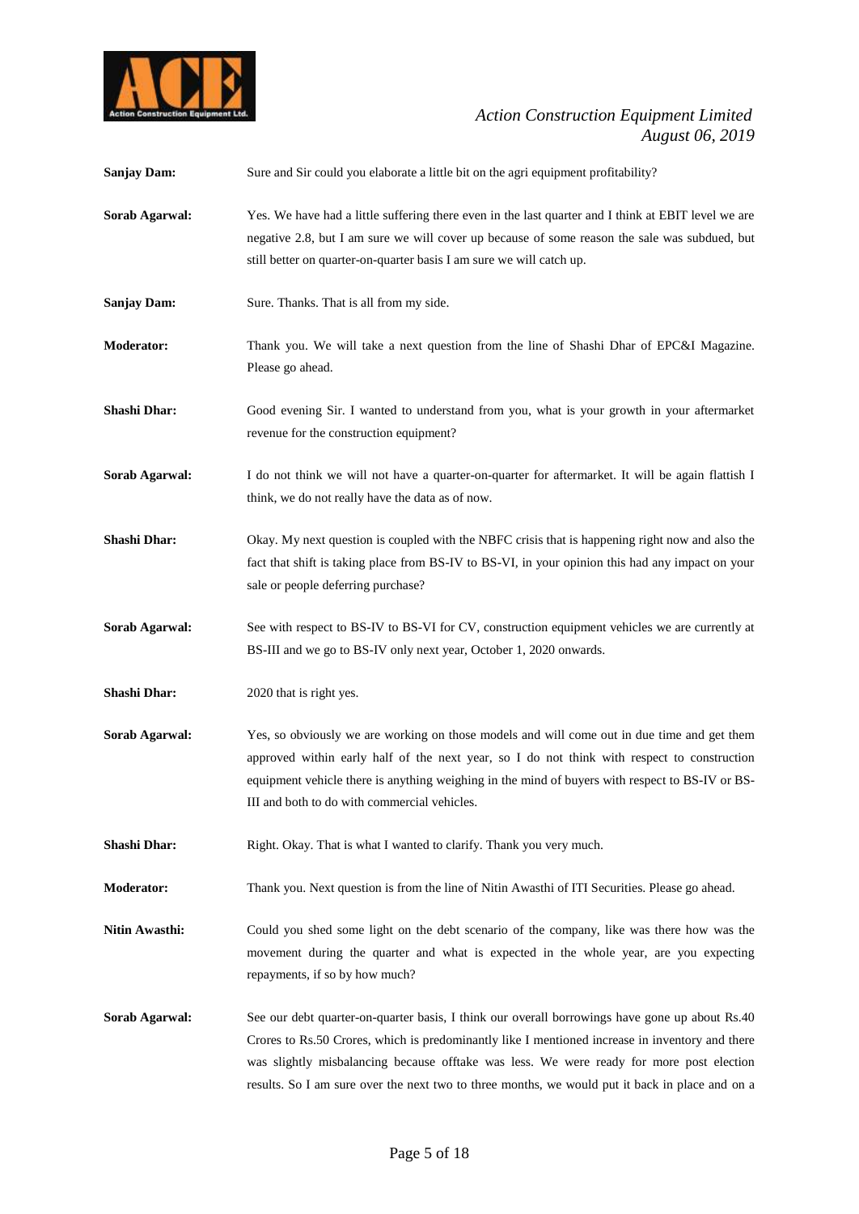**Sanjay Dam:** Sure and Sir could you elaborate a little bit on the agri equipment profitability?

**Sorab Agarwal:** Yes. We have had a little suffering there even in the last quarter and I think at EBIT level we are negative 2.8, but I am sure we will cover up because of some reason the sale was subdued, but still better on quarter-on-quarter basis I am sure we will catch up.

**Sanjay Dam:** Sure. Thanks. That is all from my side.

**Moderator:** Thank you. We will take a next question from the line of Shashi Dhar of EPC&I Magazine. Please go ahead.

**Shashi Dhar:** Good evening Sir. I wanted to understand from you, what is your growth in your aftermarket revenue for the construction equipment?

**Sorab Agarwal:** I do not think we will not have a quarter-on-quarter for aftermarket. It will be again flattish I think, we do not really have the data as of now.

**Shashi Dhar:** Okay. My next question is coupled with the NBFC crisis that is happening right now and also the fact that shift is taking place from BS-IV to BS-VI, in your opinion this had any impact on your sale or people deferring purchase?

**Sorab Agarwal:** See with respect to BS-IV to BS-VI for CV, construction equipment vehicles we are currently at BS-III and we go to BS-IV only next year, October 1, 2020 onwards.

**Shashi Dhar:** 2020 that is right yes.

**Sorab Agarwal:** Yes, so obviously we are working on those models and will come out in due time and get them approved within early half of the next year, so I do not think with respect to construction equipment vehicle there is anything weighing in the mind of buyers with respect to BS-IV or BS-III and both to do with commercial vehicles.

**Shashi Dhar:** Right. Okay. That is what I wanted to clarify. Thank you very much.

**Moderator:** Thank you. Next question is from the line of Nitin Awasthi of ITI Securities. Please go ahead.

**Nitin Awasthi:** Could you shed some light on the debt scenario of the company, like was there how was the movement during the quarter and what is expected in the whole year, are you expecting repayments, if so by how much?

**Sorab Agarwal:** See our debt quarter-on-quarter basis, I think our overall borrowings have gone up about Rs.40 Crores to Rs.50 Crores, which is predominantly like I mentioned increase in inventory and there was slightly misbalancing because offtake was less. We were ready for more post election results. So I am sure over the next two to three months, we would put it back in place and on a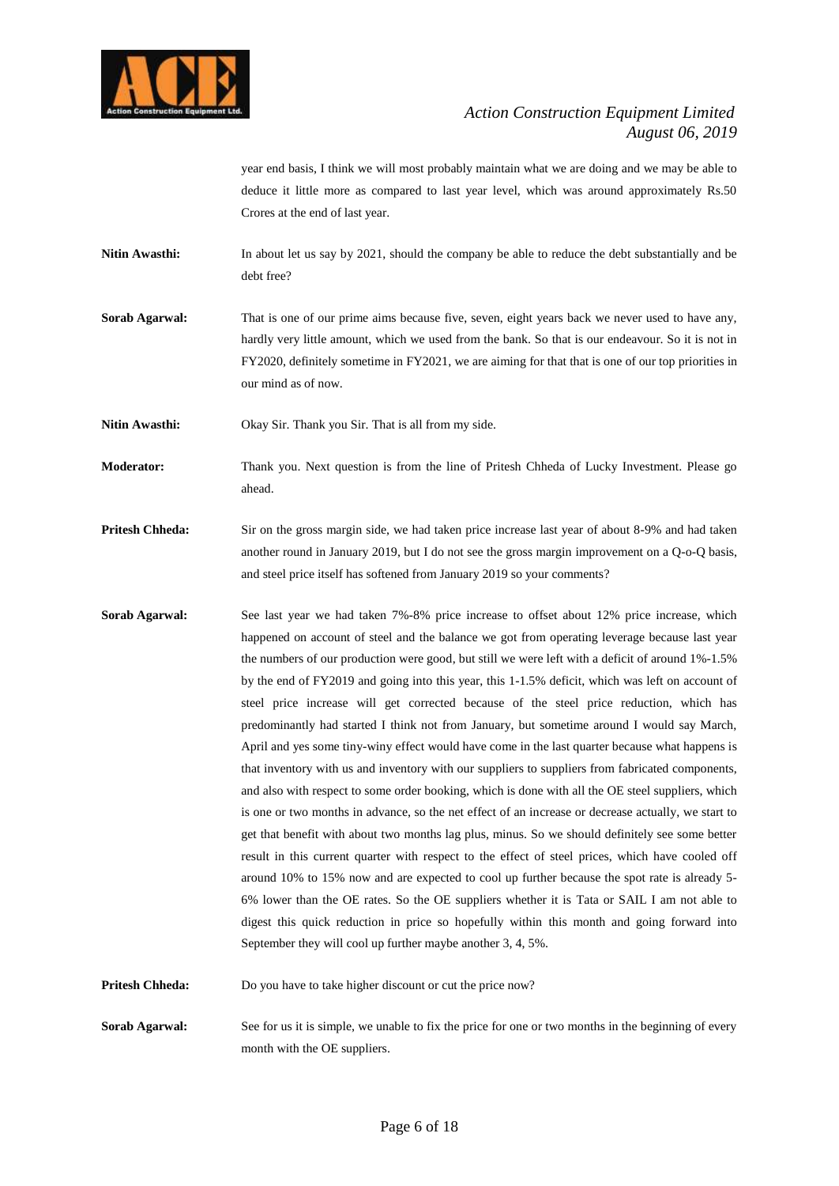year end basis, I think we will most probably maintain what we are doing and we may be able to deduce it little more as compared to last year level, which was around approximately Rs.50 Crores at the end of last year.

**Nitin Awasthi:** In about let us say by 2021, should the company be able to reduce the debt substantially and be debt free?

**Sorab Agarwal:** That is one of our prime aims because five, seven, eight years back we never used to have any, hardly very little amount, which we used from the bank. So that is our endeavour. So it is not in FY2020, definitely sometime in FY2021, we are aiming for that that is one of our top priorities in our mind as of now.

**Nitin Awasthi:** Okay Sir. Thank you Sir. That is all from my side.

**Moderator:** Thank you. Next question is from the line of Pritesh Chheda of Lucky Investment. Please go ahead.

**Pritesh Chheda:** Sir on the gross margin side, we had taken price increase last year of about 8-9% and had taken another round in January 2019, but I do not see the gross margin improvement on a Q-o-Q basis, and steel price itself has softened from January 2019 so your comments?

**Sorab Agarwal:** See last year we had taken 7%-8% price increase to offset about 12% price increase, which happened on account of steel and the balance we got from operating leverage because last year the numbers of our production were good, but still we were left with a deficit of around 1%-1.5% by the end of FY2019 and going into this year, this 1-1.5% deficit, which was left on account of steel price increase will get corrected because of the steel price reduction, which has predominantly had started I think not from January, but sometime around I would say March, April and yes some tiny-winy effect would have come in the last quarter because what happens is that inventory with us and inventory with our suppliers to suppliers from fabricated components, and also with respect to some order booking, which is done with all the OE steel suppliers, which is one or two months in advance, so the net effect of an increase or decrease actually, we start to get that benefit with about two months lag plus, minus. So we should definitely see some better result in this current quarter with respect to the effect of steel prices, which have cooled off around 10% to 15% now and are expected to cool up further because the spot rate is already 5-6% lower than the OE rates. So the OE suppliers whether it is Tata or SAIL I am not able to digest this quick reduction in price so hopefully within this month and going forward into September they will cool up further maybe another 3, 4, 5%.

**Pritesh Chheda:** Do you have to take higher discount or cut the price now?

**Sorab Agarwal:** See for us it is simple, we unable to fix the price for one or two months in the beginning of every month with the OE suppliers.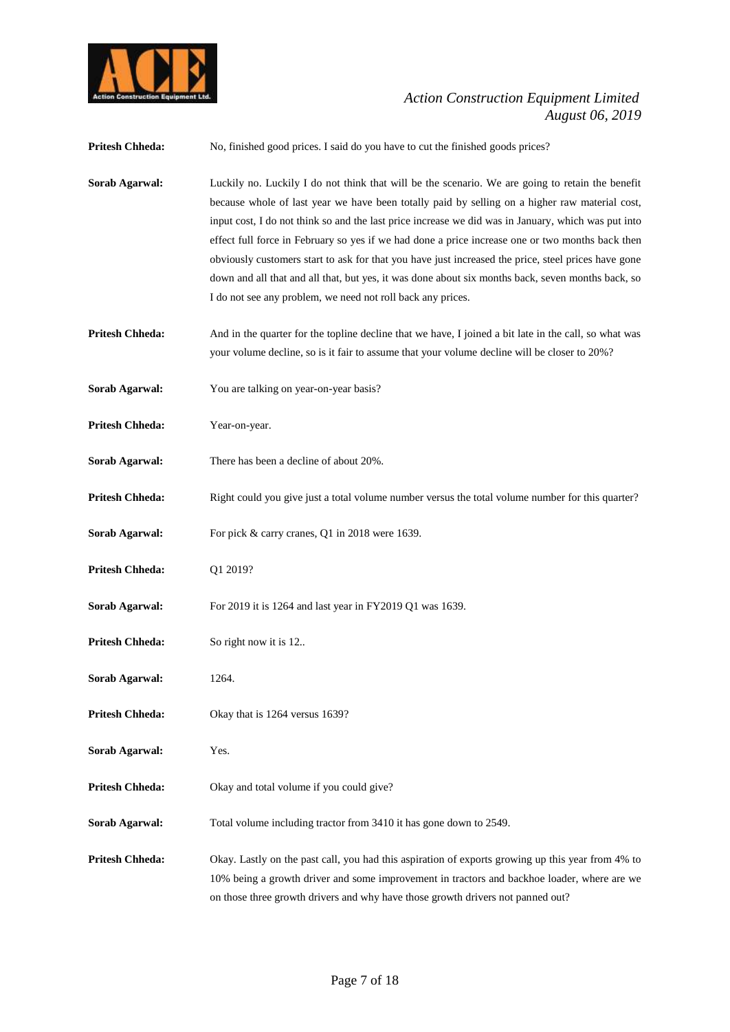**Pritesh Chheda:** No, finished good prices. I said do you have to cut the finished goods prices?

**Sorab Agarwal:** Luckily no. Luckily I do not think that will be the scenario. We are going to retain the benefit because whole of last year we have been totally paid by selling on a higher raw material cost, input cost, I do not think so and the last price increase we did was in January, which was put into effect full force in February so yes if we had done a price increase one or two months back then obviously customers start to ask for that you have just increased the price, steel prices have gone down and all that and all that, but yes, it was done about six months back, seven months back, so I do not see any problem, we need not roll back any prices.

**Pritesh Chheda:** And in the quarter for the topline decline that we have, I joined a bit late in the call, so what was your volume decline, so is it fair to assume that your volume decline will be closer to 20%?

**Sorab Agarwal:** You are talking on year-on-year basis?

**Pritesh Chheda:** Year-on-year.

**Sorab Agarwal:** There has been a decline of about 20%.

**Pritesh Chheda:** Right could you give just a total volume number versus the total volume number for this quarter?

**Sorab Agarwal:** For pick & carry cranes, Q1 in 2018 were 1639.

**Pritesh Chheda:** Q1 2019?

**Sorab Agarwal:** For 2019 it is 1264 and last year in FY2019 Q1 was 1639.

**Pritesh Chheda:** So right now it is 12..

**Sorab Agarwal:** 1264.

**Pritesh Chheda:** Okay that is 1264 versus 1639?

**Sorab Agarwal:** Yes.

**Pritesh Chheda:** Okay and total volume if you could give?

**Sorab Agarwal:** Total volume including tractor from 3410 it has gone down to 2549.

**Pritesh Chheda:** Okay. Lastly on the past call, you had this aspiration of exports growing up this year from 4% to 10% being a growth driver and some improvement in tractors and backhoe loader, where are we on those three growth drivers and why have those growth drivers not panned out?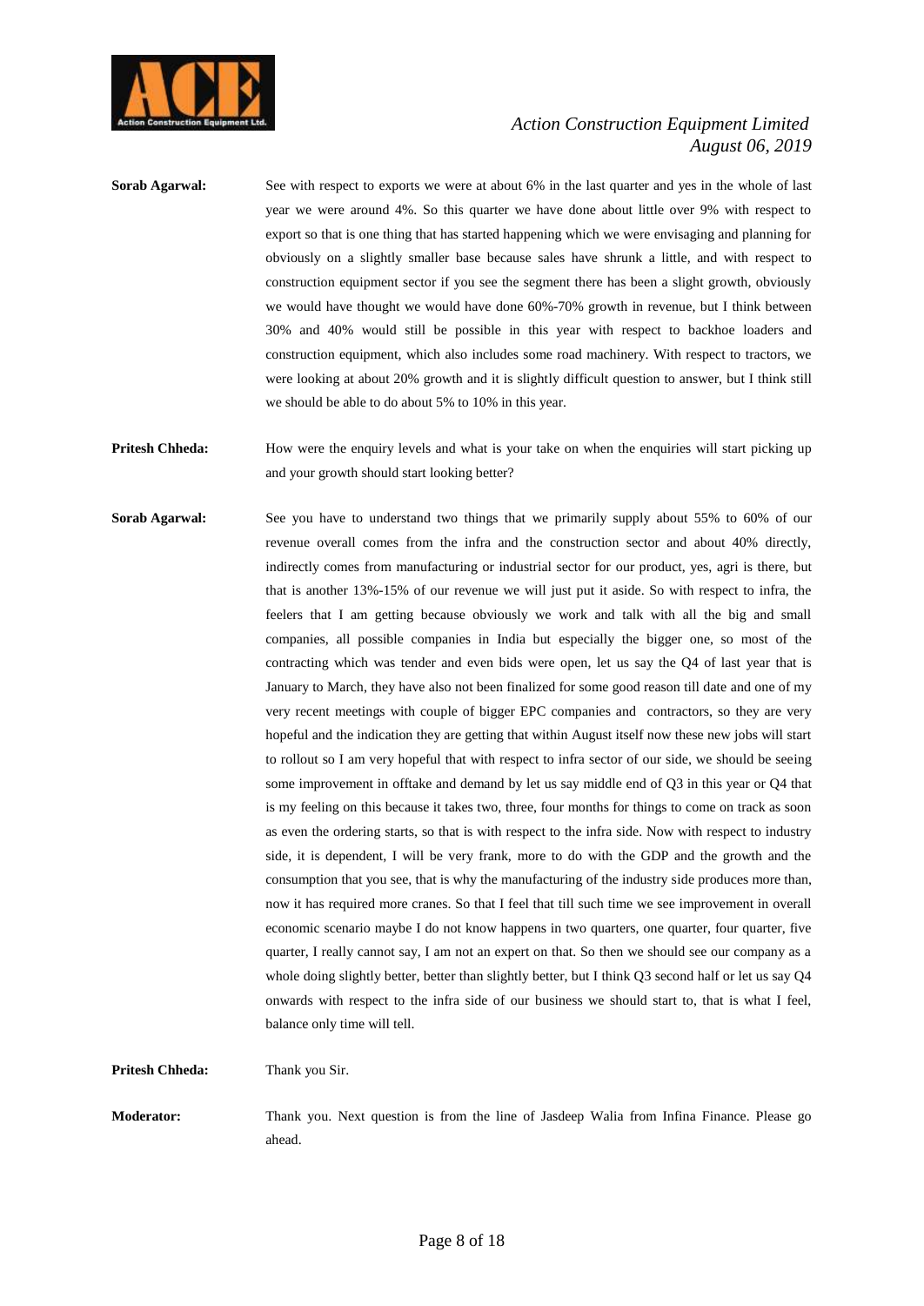**Sorab Agarwal:** See with respect to exports we were at about 6% in the last quarter and yes in the whole of last year we were around 4%. So this quarter we have done about little over 9% with respect to export so that is one thing that has started happening which we were envisaging and planning for obviously on a slightly smaller base because sales have shrunk a little, and with respect to construction equipment sector if you see the segment there has been a slight growth, obviously we would have thought we would have done 60%-70% growth in revenue, but I think between 30% and 40% would still be possible in this year with respect to backhoe loaders and construction equipment, which also includes some road machinery. With respect to tractors, we were looking at about 20% growth and it is slightly difficult question to answer, but I think still we should be able to do about 5% to 10% in this year.

**Pritesh Chheda:** How were the enquiry levels and what is your take on when the enquiries will start picking up and your growth should start looking better?

**Sorab Agarwal:** See you have to understand two things that we primarily supply about 55% to 60% of our revenue overall comes from the infra and the construction sector and about 40% directly, indirectly comes from manufacturing or industrial sector for our product, yes, agri is there, but that is another 13%-15% of our revenue we will just put it aside. So with respect to infra, the feelers that I am getting because obviously we work and talk with all the big and small companies, all possible companies in India but especially the bigger one, so most of the contracting which was tender and even bids were open, let us say the Q4 of last year that is January to March, they have also not been finalized for some good reason till date and one of my very recent meetings with couple of bigger EPC companies and contractors, so they are very hopeful and the indication they are getting that within August itself now these new jobs will start to rollout so I am very hopeful that with respect to infra sector of our side, we should be seeing some improvement in offtake and demand by let us say middle end of Q3 in this year or Q4 that is my feeling on this because it takes two, three, four months for things to come on track as soon as even the ordering starts, so that is with respect to the infra side. Now with respect to industry side, it is dependent, I will be very frank, more to do with the GDP and the growth and the consumption that you see, that is why the manufacturing of the industry side produces more than, now it has required more cranes. So that I feel that till such time we see improvement in overall economic scenario maybe I do not know happens in two quarters, one quarter, four quarter, five quarter, I really cannot say, I am not an expert on that. So then we should see our company as a whole doing slightly better, better than slightly better, but I think Q3 second half or let us say Q4 onwards with respect to the infra side of our business we should start to, that is what I feel, balance only time will tell.

**Pritesh Chheda:** Thank you Sir.

**Moderator:** Thank you. Next question is from the line of Jasdeep Walia from Infina Finance. Please go ahead.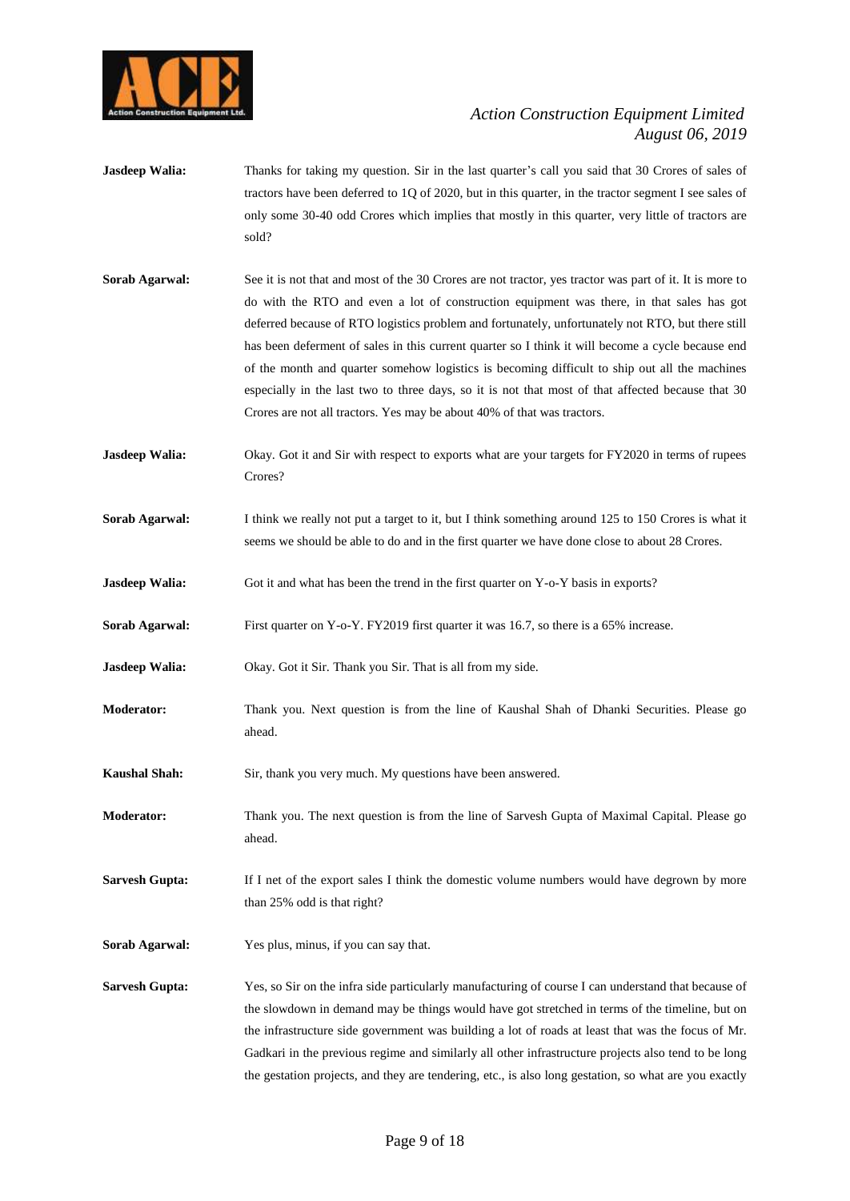**Jasdeep Walia:** Thanks for taking my question. Sir in the last quarter's call you said that 30 Crores of sales of tractors have been deferred to 1Q of 2020, but in this quarter, in the tractor segment I see sales of only some 30-40 odd Crores which implies that mostly in this quarter, very little of tractors are sold?

**Sorab Agarwal:** See it is not that and most of the 30 Crores are not tractor, yes tractor was part of it. It is more to do with the RTO and even a lot of construction equipment was there, in that sales has got deferred because of RTO logistics problem and fortunately, unfortunately not RTO, but there still has been deferment of sales in this current quarter so I think it will become a cycle because end of the month and quarter somehow logistics is becoming difficult to ship out all the machines especially in the last two to three days, so it is not that most of that affected because that 30 Crores are not all tractors. Yes may be about 40% of that was tractors.

**Jasdeep Walia:** Okay. Got it and Sir with respect to exports what are your targets for FY2020 in terms of rupees Crores?

**Sorab Agarwal:** I think we really not put a target to it, but I think something around 125 to 150 Crores is what it seems we should be able to do and in the first quarter we have done close to about 28 Crores.

**Jasdeep Walia:** Got it and what has been the trend in the first quarter on Y-o-Y basis in exports?

**Sorab Agarwal:** First quarter on Y-o-Y. FY2019 first quarter it was 16.7, so there is a 65% increase.

**Jasdeep Walia:** Okay. Got it Sir. Thank you Sir. That is all from my side.

**Moderator:** Thank you. Next question is from the line of Kaushal Shah of Dhanki Securities. Please go ahead.

**Kaushal Shah:** Sir, thank you very much. My questions have been answered.

**Moderator:** Thank you. The next question is from the line of Sarvesh Gupta of Maximal Capital. Please go ahead.

**Sarvesh Gupta:** If I net of the export sales I think the domestic volume numbers would have degrown by more than 25% odd is that right?

**Sorab Agarwal:** Yes plus, minus, if you can say that.

**Sarvesh Gupta:** Yes, so Sir on the infra side particularly manufacturing of course I can understand that because of the slowdown in demand may be things would have got stretched in terms of the timeline, but on the infrastructure side government was building a lot of roads at least that was the focus of Mr. Gadkari in the previous regime and similarly all other infrastructure projects also tend to be long the gestation projects, and they are tendering, etc., is also long gestation, so what are you exactly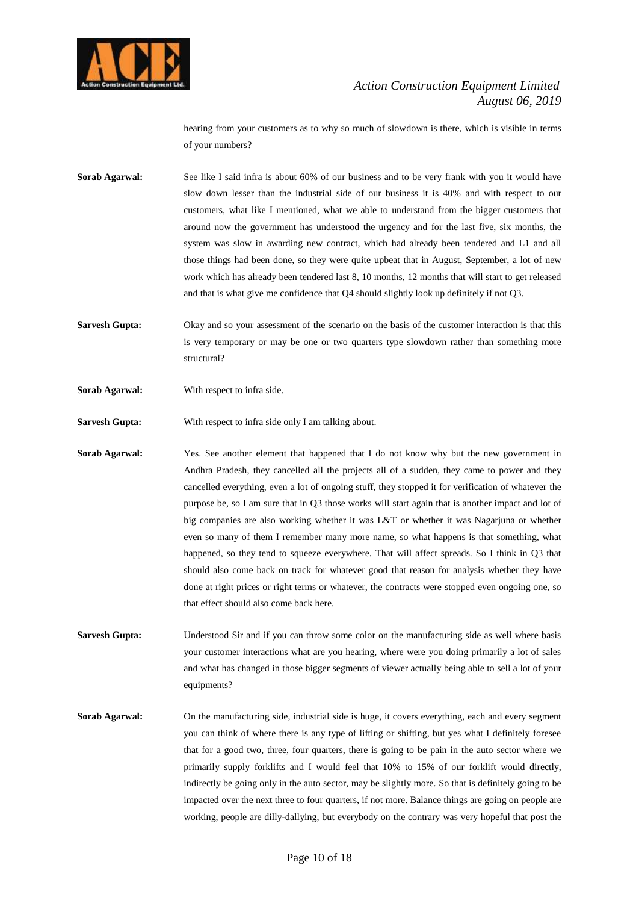hearing from your customers as to why so much of slowdown is there, which is visible in terms of your numbers?

**Sorab Agarwal:** See like I said infra is about 60% of our business and to be very frank with you it would have slow down lesser than the industrial side of our business it is 40% and with respect to our customers, what like I mentioned, what we able to understand from the bigger customers that around now the government has understood the urgency and for the last five, six months, the system was slow in awarding new contract, which had already been tendered and L1 and all those things had been done, so they were quite upbeat that in August, September, a lot of new work which has already been tendered last 8, 10 months, 12 months that will start to get released and that is what give me confidence that Q4 should slightly look up definitely if not Q3.

**Sarvesh Gupta:** Okay and so your assessment of the scenario on the basis of the customer interaction is that this is very temporary or may be one or two quarters type slowdown rather than something more structural?

**Sorab Agarwal:** With respect to infra side.

**Sarvesh Gupta:** With respect to infra side only I am talking about.

**Sorab Agarwal:** Yes. See another element that happened that I do not know why but the new government in Andhra Pradesh, they cancelled all the projects all of a sudden, they came to power and they cancelled everything, even a lot of ongoing stuff, they stopped it for verification of whatever the purpose be, so I am sure that in Q3 those works will start again that is another impact and lot of big companies are also working whether it was L&T or whether it was Nagarjuna or whether even so many of them I remember many more name, so what happens is that something, what happened, so they tend to squeeze everywhere. That will affect spreads. So I think in Q3 that should also come back on track for whatever good that reason for analysis whether they have done at right prices or right terms or whatever, the contracts were stopped even ongoing one, so that effect should also come back here.

**Sarvesh Gupta:** Understood Sir and if you can throw some color on the manufacturing side as well where basis your customer interactions what are you hearing, where were you doing primarily a lot of sales and what has changed in those bigger segments of viewer actually being able to sell a lot of your equipments?

**Sorab Agarwal:** On the manufacturing side, industrial side is huge, it covers everything, each and every segment you can think of where there is any type of lifting or shifting, but yes what I definitely foresee that for a good two, three, four quarters, there is going to be pain in the auto sector where we primarily supply forklifts and I would feel that 10% to 15% of our forklift would directly, indirectly be going only in the auto sector, may be slightly more. So that is definitely going to be impacted over the next three to four quarters, if not more. Balance things are going on people are working, people are dilly-dallying, but everybody on the contrary was very hopeful that post the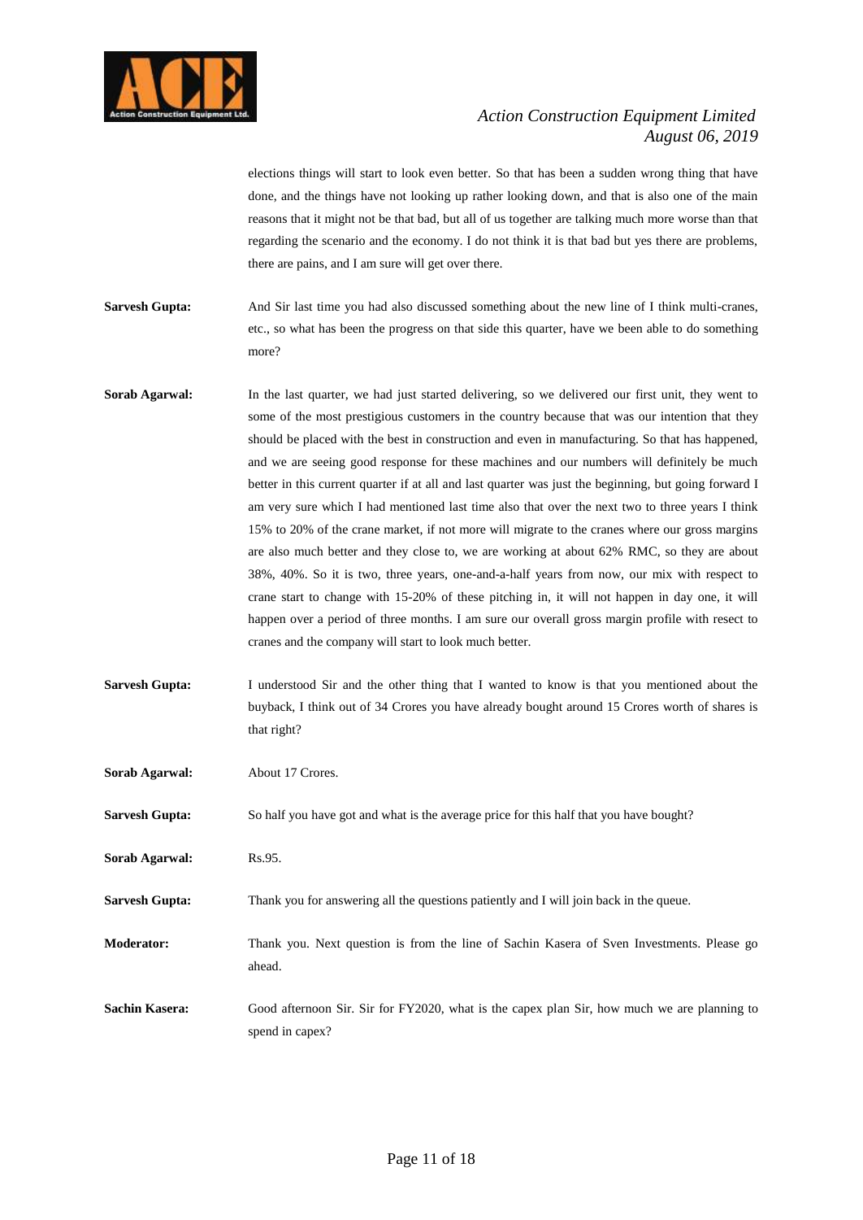elections things will start to look even better. So that has been a sudden wrong thing that have done, and the things have not looking up rather looking down, and that is also one of the main reasons that it might not be that bad, but all of us together are talking much more worse than that regarding the scenario and the economy. I do not think it is that bad but yes there are problems, there are pains, and I am sure will get over there.

**Sarvesh Gupta:** And Sir last time you had also discussed something about the new line of I think multi-cranes, etc., so what has been the progress on that side this quarter, have we been able to do something more?

**Sorab Agarwal:** In the last quarter, we had just started delivering, so we delivered our first unit, they went to some of the most prestigious customers in the country because that was our intention that they should be placed with the best in construction and even in manufacturing. So that has happened, and we are seeing good response for these machines and our numbers will definitely be much better in this current quarter if at all and last quarter was just the beginning, but going forward I am very sure which I had mentioned last time also that over the next two to three years I think 15% to 20% of the crane market, if not more will migrate to the cranes where our gross margins are also much better and they close to, we are working at about 62% RMC, so they are about 38%, 40%. So it is two, three years, one-and-a-half years from now, our mix with respect to crane start to change with 15-20% of these pitching in, it will not happen in day one, it will happen over a period of three months. I am sure our overall gross margin profile with resect to cranes and the company will start to look much better.

**Sarvesh Gupta:** I understood Sir and the other thing that I wanted to know is that you mentioned about the buyback, I think out of 34 Crores you have already bought around 15 Crores worth of shares is that right?

**Sorab Agarwal:** About 17 Crores.

**Sarvesh Gupta:** So half you have got and what is the average price for this half that you have bought?

**Sorab Agarwal:** Rs.95.

**Sarvesh Gupta:** Thank you for answering all the questions patiently and I will join back in the queue.

**Moderator:** Thank you. Next question is from the line of Sachin Kasera of Sven Investments. Please go ahead.

**Sachin Kasera:** Good afternoon Sir. Sir for FY2020, what is the capex plan Sir, how much we are planning to spend in capex?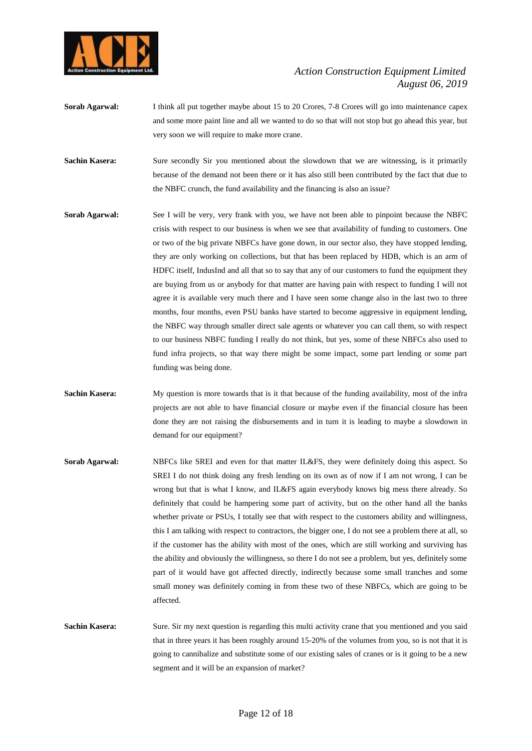**Sorab Agarwal:** I think all put together maybe about 15 to 20 Crores, 7-8 Crores will go into maintenance capex and some more paint line and all we wanted to do so that will not stop but go ahead this year, but very soon we will require to make more crane.

**Sachin Kasera:** Sure secondly Sir you mentioned about the slowdown that we are witnessing, is it primarily because of the demand not been there or it has also still been contributed by the fact that due to the NBFC crunch, the fund availability and the financing is also an issue?

**Sorab Agarwal:** See I will be very, very frank with you, we have not been able to pinpoint because the NBFC crisis with respect to our business is when we see that availability of funding to customers. One or two of the big private NBFCs have gone down, in our sector also, they have stopped lending, they are only working on collections, but that has been replaced by HDB, which is an arm of HDFC itself, IndusInd and all that so to say that any of our customers to fund the equipment they are buying from us or anybody for that matter are having pain with respect to funding I will not agree it is available very much there and I have seen some change also in the last two to three months, four months, even PSU banks have started to become aggressive in equipment lending, the NBFC way through smaller direct sale agents or whatever you can call them, so with respect to our business NBFC funding I really do not think, but yes, some of these NBFCs also used to fund infra projects, so that way there might be some impact, some part lending or some part funding was being done.

**Sachin Kasera:** My question is more towards that is it that because of the funding availability, most of the infra projects are not able to have financial closure or maybe even if the financial closure has been done they are not raising the disbursements and in turn it is leading to maybe a slowdown in demand for our equipment?

**Sorab Agarwal:** NBFCs like SREI and even for that matter IL&FS, they were definitely doing this aspect. So SREI I do not think doing any fresh lending on its own as of now if I am not wrong, I can be wrong but that is what I know, and IL&FS again everybody knows big mess there already. So definitely that could be hampering some part of activity, but on the other hand all the banks whether private or PSUs, I totally see that with respect to the customers ability and willingness, this I am talking with respect to contractors, the bigger one, I do not see a problem there at all, so if the customer has the ability with most of the ones, which are still working and surviving has the ability and obviously the willingness, so there I do not see a problem, but yes, definitely some part of it would have got affected directly, indirectly because some small tranches and some small money was definitely coming in from these two of these NBFCs, which are going to be affected.

**Sachin Kasera:** Sure. Sir my next question is regarding this multi activity crane that you mentioned and you said that in three years it has been roughly around 15-20% of the volumes from you, so is not that it is going to cannibalize and substitute some of our existing sales of cranes or is it going to be a new segment and it will be an expansion of market?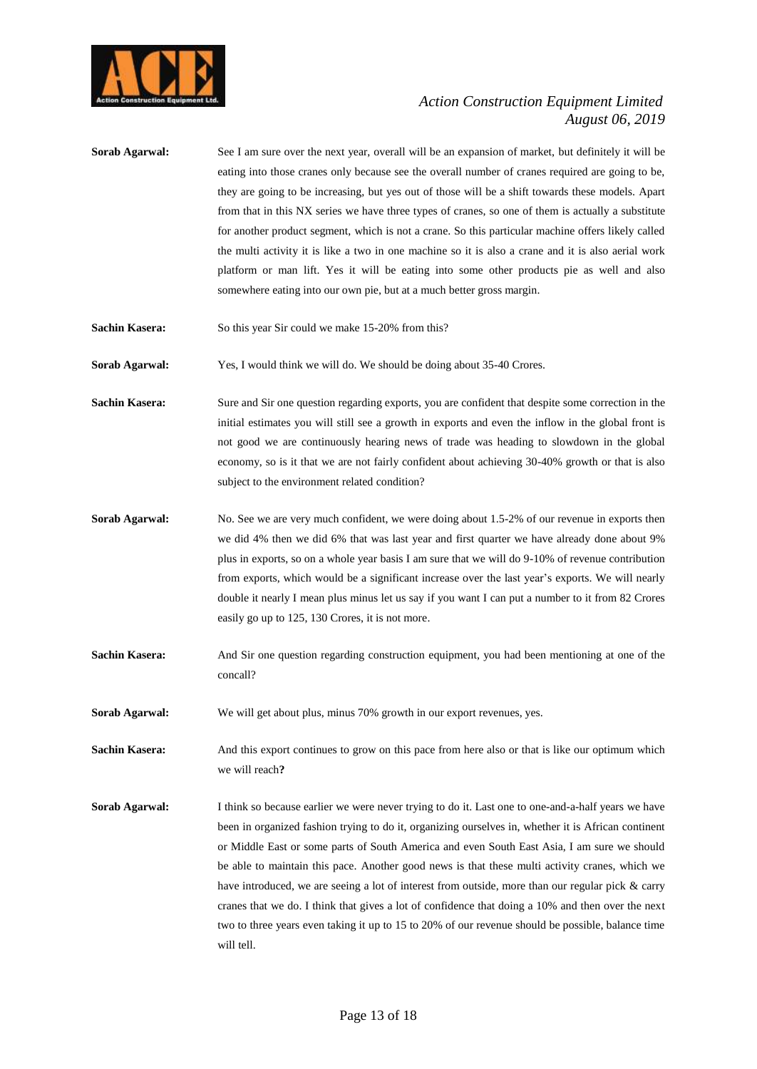**Sorab Agarwal:** See I am sure over the next year, overall will be an expansion of market, but definitely it will be eating into those cranes only because see the overall number of cranes required are going to be, they are going to be increasing, but yes out of those will be a shift towards these models. Apart from that in this NX series we have three types of cranes, so one of them is actually a substitute for another product segment, which is not a crane. So this particular machine offers likely called the multi activity it is like a two in one machine so it is also a crane and it is also aerial work platform or man lift. Yes it will be eating into some other products pie as well and also somewhere eating into our own pie, but at a much better gross margin.

**Sachin Kasera:** So this year Sir could we make 15-20% from this?

**Sorab Agarwal:** Yes, I would think we will do. We should be doing about 35-40 Crores.

**Sachin Kasera:** Sure and Sir one question regarding exports, you are confident that despite some correction in the initial estimates you will still see a growth in exports and even the inflow in the global front is not good we are continuously hearing news of trade was heading to slowdown in the global economy, so is it that we are not fairly confident about achieving 30-40% growth or that is also subject to the environment related condition?

**Sorab Agarwal:** No. See we are very much confident, we were doing about 1.5-2% of our revenue in exports then we did 4% then we did 6% that was last year and first quarter we have already done about 9% plus in exports, so on a whole year basis I am sure that we will do 9-10% of revenue contribution from exports, which would be a significant increase over the last year's exports. We will nearly double it nearly I mean plus minus let us say if you want I can put a number to it from 82 Crores easily go up to 125, 130 Crores, it is not more.

**Sachin Kasera:** And Sir one question regarding construction equipment, you had been mentioning at one of the concall?

**Sorab Agarwal:** We will get about plus, minus 70% growth in our export revenues, yes.

**Sachin Kasera:** And this export continues to grow on this pace from here also or that is like our optimum which we will reach**?**

**Sorab Agarwal:** I think so because earlier we were never trying to do it. Last one to one-and-a-half years we have been in organized fashion trying to do it, organizing ourselves in, whether it is African continent or Middle East or some parts of South America and even South East Asia, I am sure we should be able to maintain this pace. Another good news is that these multi activity cranes, which we have introduced, we are seeing a lot of interest from outside, more than our regular pick & carry cranes that we do. I think that gives a lot of confidence that doing a 10% and then over the next two to three years even taking it up to 15 to 20% of our revenue should be possible, balance time will tell.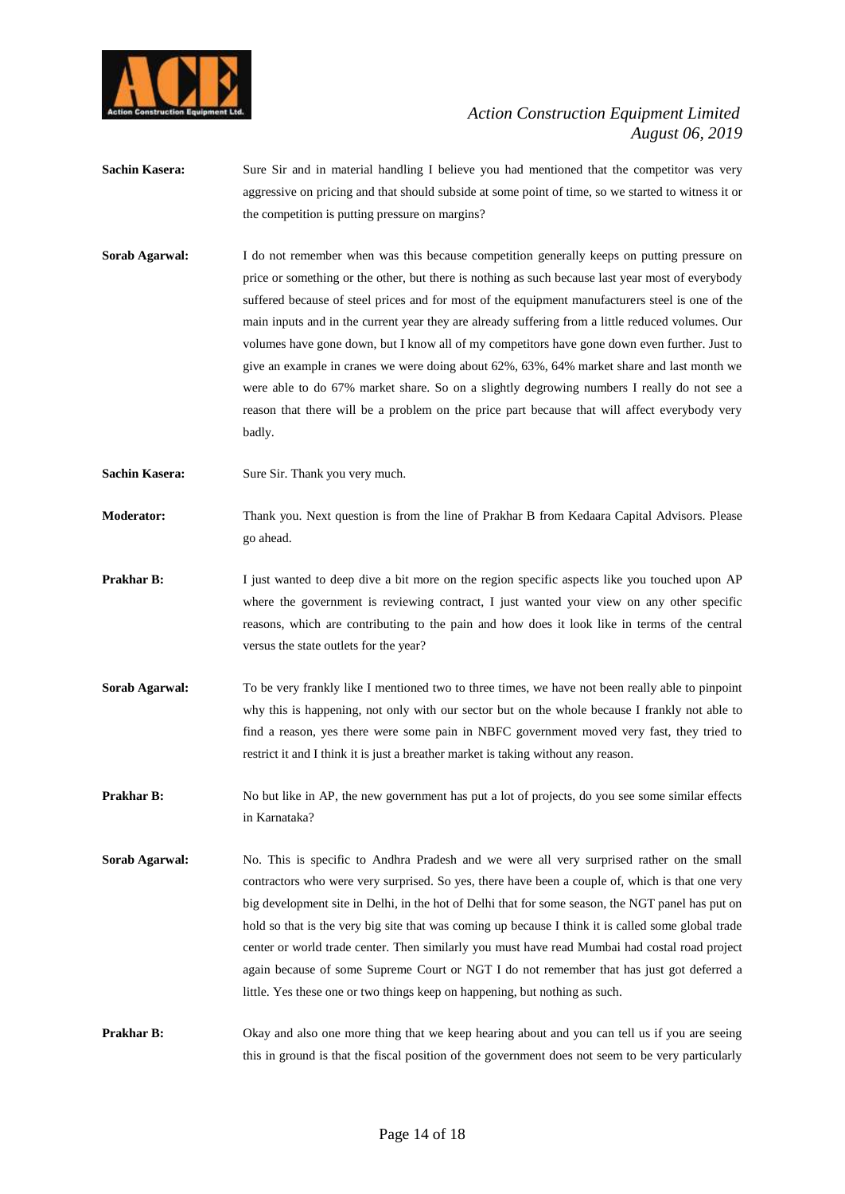**Sachin Kasera:** Sure Sir and in material handling I believe you had mentioned that the competitor was very aggressive on pricing and that should subside at some point of time, so we started to witness it or the competition is putting pressure on margins?

**Sorab Agarwal:** I do not remember when was this because competition generally keeps on putting pressure on price or something or the other, but there is nothing as such because last year most of everybody suffered because of steel prices and for most of the equipment manufacturers steel is one of the main inputs and in the current year they are already suffering from a little reduced volumes. Our volumes have gone down, but I know all of my competitors have gone down even further. Just to give an example in cranes we were doing about 62%, 63%, 64% market share and last month we were able to do 67% market share. So on a slightly degrowing numbers I really do not see a reason that there will be a problem on the price part because that will affect everybody very badly.

**Sachin Kasera:** Sure Sir. Thank you very much.

**Moderator:** Thank you. Next question is from the line of Prakhar B from Kedaara Capital Advisors. Please go ahead.

**Prakhar B:** I just wanted to deep dive a bit more on the region specific aspects like you touched upon AP where the government is reviewing contract, I just wanted your view on any other specific reasons, which are contributing to the pain and how does it look like in terms of the central versus the state outlets for the year?

**Sorab Agarwal:** To be very frankly like I mentioned two to three times, we have not been really able to pinpoint why this is happening, not only with our sector but on the whole because I frankly not able to find a reason, yes there were some pain in NBFC government moved very fast, they tried to restrict it and I think it is just a breather market is taking without any reason.

**Prakhar B:** No but like in AP, the new government has put a lot of projects, do you see some similar effects in Karnataka?

**Sorab Agarwal:** No. This is specific to Andhra Pradesh and we were all very surprised rather on the small contractors who were very surprised. So yes, there have been a couple of, which is that one very big development site in Delhi, in the hot of Delhi that for some season, the NGT panel has put on hold so that is the very big site that was coming up because I think it is called some global trade center or world trade center. Then similarly you must have read Mumbai had costal road project again because of some Supreme Court or NGT I do not remember that has just got deferred a little. Yes these one or two things keep on happening, but nothing as such.

**Prakhar B:** Okay and also one more thing that we keep hearing about and you can tell us if you are seeing this in ground is that the fiscal position of the government does not seem to be very particularly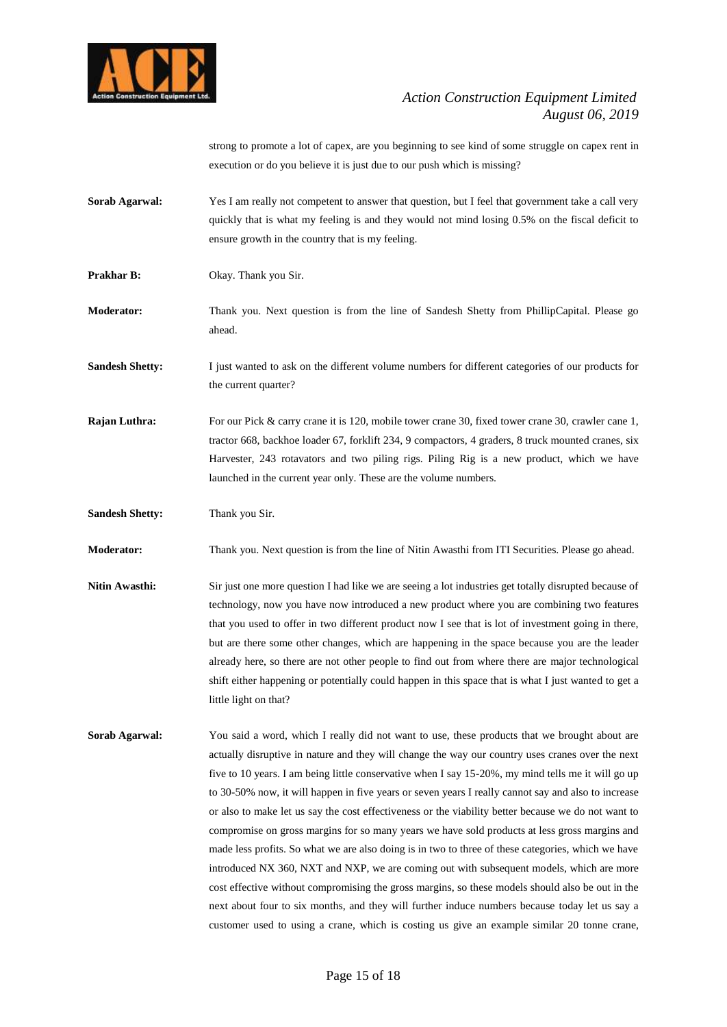strong to promote a lot of capex, are you beginning to see kind of some struggle on capex rent in execution or do you believe it is just due to our push which is missing?

**Sorab Agarwal:** Yes I am really not competent to answer that question, but I feel that government take a call very quickly that is what my feeling is and they would not mind losing 0.5% on the fiscal deficit to ensure growth in the country that is my feeling.

**Prakhar B:** Okay. Thank you Sir.

**Moderator:** Thank you. Next question is from the line of Sandesh Shetty from PhillipCapital. Please go ahead.

**Sandesh Shetty:** I just wanted to ask on the different volume numbers for different categories of our products for the current quarter?

**Rajan Luthra:** For our Pick & carry crane it is 120, mobile tower crane 30, fixed tower crane 30, crawler cane 1, tractor 668, backhoe loader 67, forklift 234, 9 compactors, 4 graders, 8 truck mounted cranes, six Harvester, 243 rotavators and two piling rigs. Piling Rig is a new product, which we have launched in the current year only. These are the volume numbers.

**Sandesh Shetty:** Thank you Sir.

**Moderator:** Thank you. Next question is from the line of Nitin Awasthi from ITI Securities. Please go ahead.

**Nitin Awasthi:** Sir just one more question I had like we are seeing a lot industries get totally disrupted because of technology, now you have now introduced a new product where you are combining two features that you used to offer in two different product now I see that is lot of investment going in there, but are there some other changes, which are happening in the space because you are the leader already here, so there are not other people to find out from where there are major technological shift either happening or potentially could happen in this space that is what I just wanted to get a little light on that?

**Sorab Agarwal:** You said a word, which I really did not want to use, these products that we brought about are actually disruptive in nature and they will change the way our country uses cranes over the next five to 10 years. I am being little conservative when I say 15-20%, my mind tells me it will go up to 30-50% now, it will happen in five years or seven years I really cannot say and also to increase or also to make let us say the cost effectiveness or the viability better because we do not want to compromise on gross margins for so many years we have sold products at less gross margins and made less profits. So what we are also doing is in two to three of these categories, which we have introduced NX 360, NXT and NXP, we are coming out with subsequent models, which are more cost effective without compromising the gross margins, so these models should also be out in the next about four to six months, and they will further induce numbers because today let us say a customer used to using a crane, which is costing us give an example similar 20 tonne crane,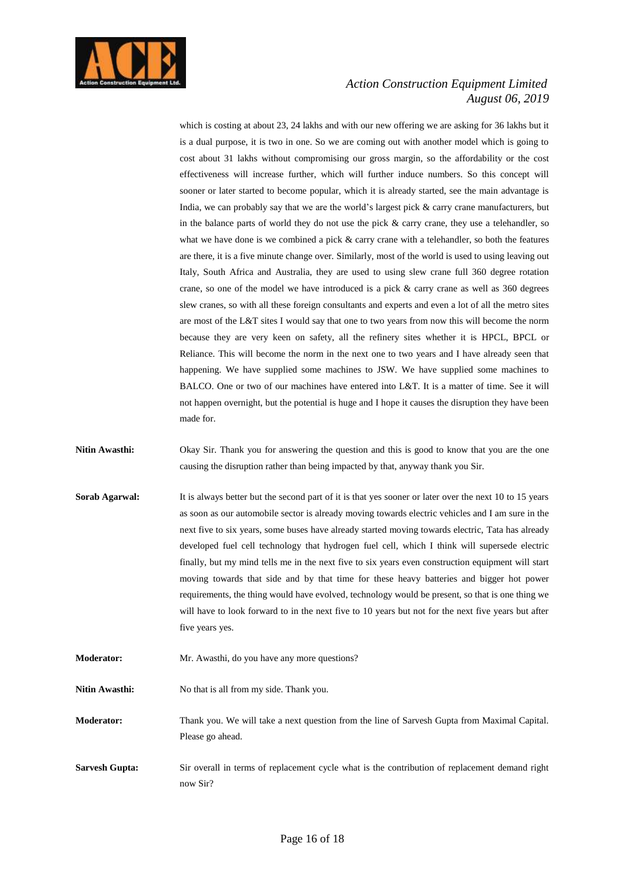which is costing at about 23, 24 lakhs and with our new offering we are asking for 36 lakhs but it is a dual purpose, it is two in one. So we are coming out with another model which is going to cost about 31 lakhs without compromising our gross margin, so the affordability or the cost effectiveness will increase further, which will further induce numbers. So this concept will sooner or later started to become popular, which it is already started, see the main advantage is India, we can probably say that we are the world's largest pick & carry crane manufacturers, but in the balance parts of world they do not use the pick & carry crane, they use a telehandler, so what we have done is we combined a pick & carry crane with a telehandler, so both the features are there, it is a five minute change over. Similarly, most of the world is used to using leaving out Italy, South Africa and Australia, they are used to using slew crane full 360 degree rotation crane, so one of the model we have introduced is a pick & carry crane as well as 360 degrees slew cranes, so with all these foreign consultants and experts and even a lot of all the metro sites are most of the L&T sites I would say that one to two years from now this will become the norm because they are very keen on safety, all the refinery sites whether it is HPCL, BPCL or Reliance. This will become the norm in the next one to two years and I have already seen that happening. We have supplied some machines to JSW. We have supplied some machines to BALCO. One or two of our machines have entered into L&T. It is a matter of time. See it will not happen overnight, but the potential is huge and I hope it causes the disruption they have been made for.

**Nitin Awasthi:** Okay Sir. Thank you for answering the question and this is good to know that you are the one causing the disruption rather than being impacted by that, anyway thank you Sir.

**Sorab Agarwal:** It is always better but the second part of it is that yes sooner or later over the next 10 to 15 years as soon as our automobile sector is already moving towards electric vehicles and I am sure in the next five to six years, some buses have already started moving towards electric, Tata has already developed fuel cell technology that hydrogen fuel cell, which I think will supersede electric finally, but my mind tells me in the next five to six years even construction equipment will start moving towards that side and by that time for these heavy batteries and bigger hot power requirements, the thing would have evolved, technology would be present, so that is one thing we will have to look forward to in the next five to 10 years but not for the next five years but after five years yes.

**Moderator:** Mr. Awasthi, do you have any more questions?

**Nitin Awasthi:** No that is all from my side. Thank you.

**Moderator:** Thank you. We will take a next question from the line of Sarvesh Gupta from Maximal Capital. Please go ahead.

**Sarvesh Gupta:** Sir overall in terms of replacement cycle what is the contribution of replacement demand right now Sir?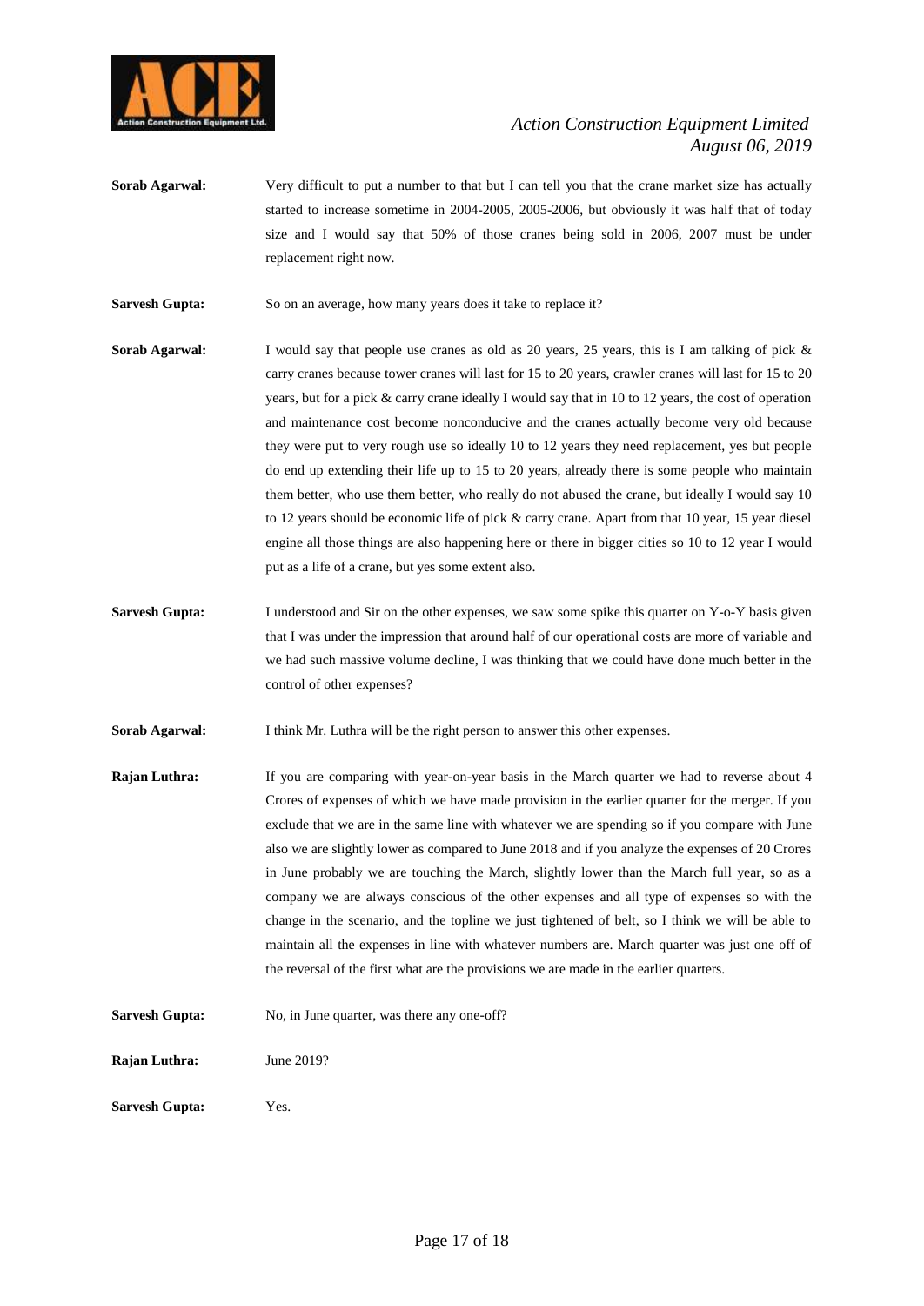**Sorab Agarwal:** Very difficult to put a number to that but I can tell you that the crane market size has actually started to increase sometime in 2004-2005, 2005-2006, but obviously it was half that of today size and I would say that 50% of those cranes being sold in 2006, 2007 must be under replacement right now.

**Sarvesh Gupta:** So on an average, how many years does it take to replace it?

**Sorab Agarwal:** I would say that people use cranes as old as 20 years, 25 years, this is I am talking of pick & carry cranes because tower cranes will last for 15 to 20 years, crawler cranes will last for 15 to 20 years, but for a pick & carry crane ideally I would say that in 10 to 12 years, the cost of operation and maintenance cost become nonconducive and the cranes actually become very old because they were put to very rough use so ideally 10 to 12 years they need replacement, yes but people do end up extending their life up to 15 to 20 years, already there is some people who maintain them better, who use them better, who really do not abused the crane, but ideally I would say 10 to 12 years should be economic life of pick & carry crane. Apart from that 10 year, 15 year diesel engine all those things are also happening here or there in bigger cities so 10 to 12 year I would put as a life of a crane, but yes some extent also.

**Sarvesh Gupta:** I understood and Sir on the other expenses, we saw some spike this quarter on Y-o-Y basis given that I was under the impression that around half of our operational costs are more of variable and we had such massive volume decline, I was thinking that we could have done much better in the control of other expenses?

**Sorab Agarwal:** I think Mr. Luthra will be the right person to answer this other expenses.

**Rajan Luthra:** If you are comparing with year-on-year basis in the March quarter we had to reverse about 4 Crores of expenses of which we have made provision in the earlier quarter for the merger. If you exclude that we are in the same line with whatever we are spending so if you compare with June also we are slightly lower as compared to June 2018 and if you analyze the expenses of 20 Crores in June probably we are touching the March, slightly lower than the March full year, so as a company we are always conscious of the other expenses and all type of expenses so with the change in the scenario, and the topline we just tightened of belt, so I think we will be able to maintain all the expenses in line with whatever numbers are. March quarter was just one off of the reversal of the first what are the provisions we are made in the earlier quarters.

**Sarvesh Gupta:** No, in June quarter, was there any one-off?

**Rajan Luthra:** June 2019?

**Sarvesh Gupta:** Yes.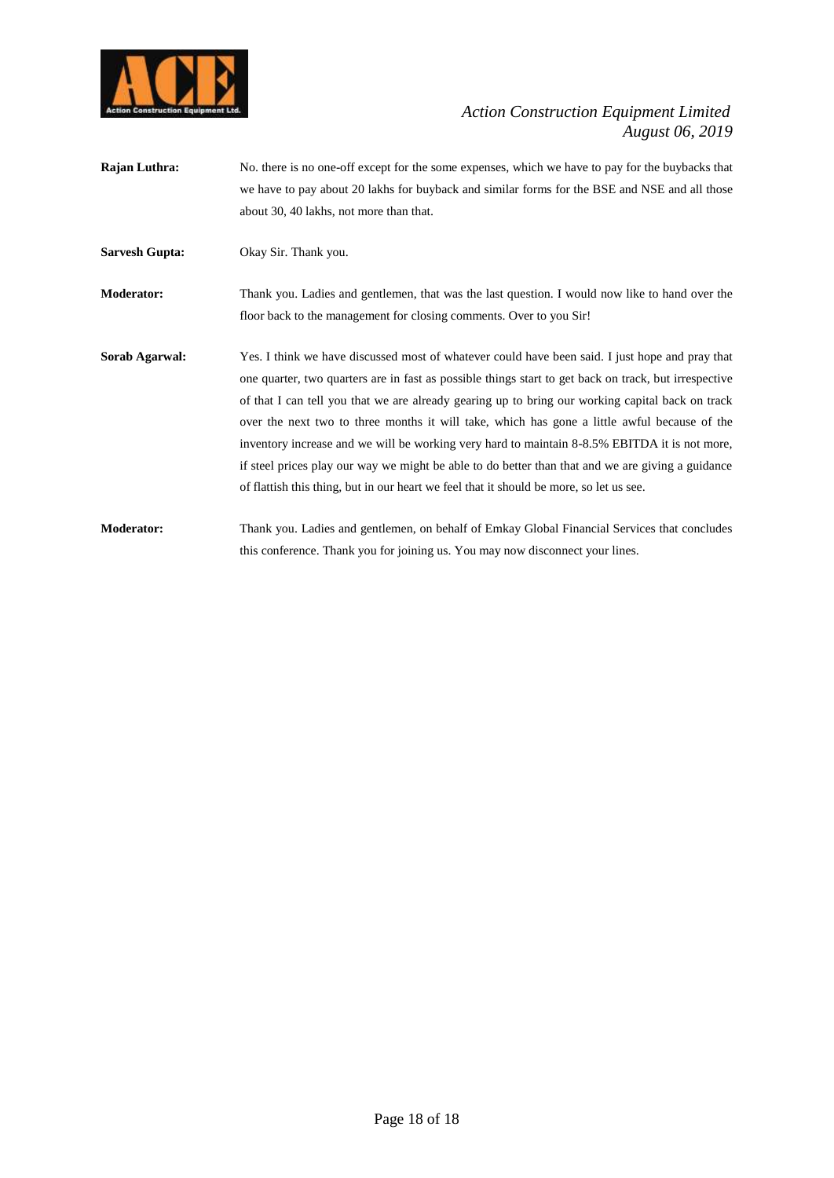**Rajan Luthra:** No. there is no one-off except for the some expenses, which we have to pay for the buybacks that we have to pay about 20 lakhs for buyback and similar forms for the BSE and NSE and all those about 30, 40 lakhs, not more than that.

**Sarvesh Gupta:** Okay Sir. Thank you.

**Moderator:** Thank you. Ladies and gentlemen, that was the last question. I would now like to hand over the floor back to the management for closing comments. Over to you Sir!

**Sorab Agarwal:** Yes. I think we have discussed most of whatever could have been said. I just hope and pray that one quarter, two quarters are in fast as possible things start to get back on track, but irrespective of that I can tell you that we are already gearing up to bring our working capital back on track over the next two to three months it will take, which has gone a little awful because of the inventory increase and we will be working very hard to maintain 8-8.5% EBITDA it is not more, if steel prices play our way we might be able to do better than that and we are giving a guidance of flattish this thing, but in our heart we feel that it should be more, so let us see.

**Moderator:** Thank you. Ladies and gentlemen, on behalf of Emkay Global Financial Services that concludes this conference. Thank you for joining us. You may now disconnect your lines.